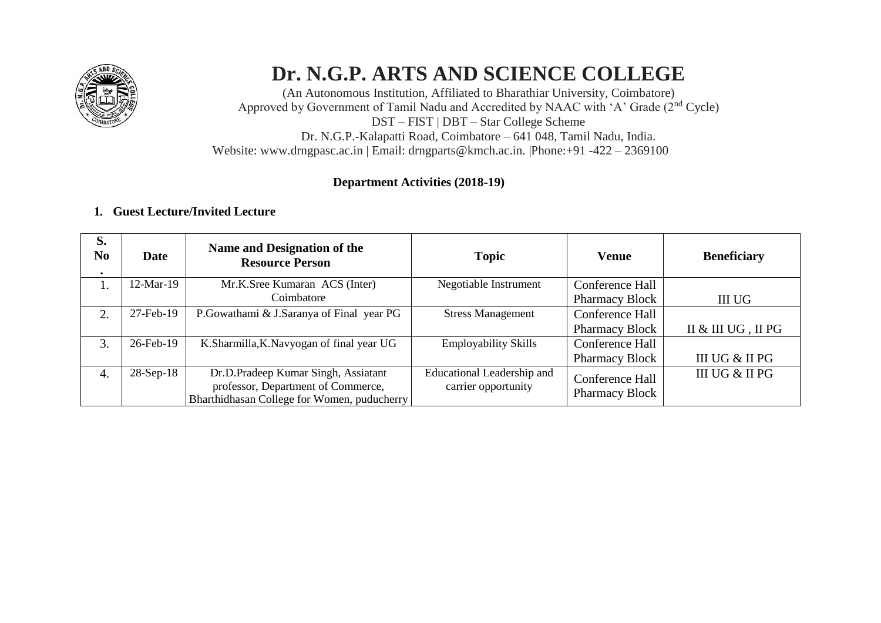# Dr. N.G.P. ARTS AND SCIENCE COLLEGE

(An Autonomous Institution, Affiliated to Bharathiar University, Coimbatore)
Approved by Government of Tamil Nadu and Accredited by NAAC with 'A' Grade (2nd Cycle)
DST – FIST | DBT – Star College Scheme
Dr. N.G.P.-Kalapatti Road, Coimbatore – 641 048, Tamil Nadu, India.
Website: www.drngpasc.ac.in | Email: drngparts@kmch.ac.in. |Phone:+91 -422 – 2369100

**Department Activities (2018-19)**

**1. Guest Lecture/Invited Lecture**

| S. No. | Date | Name and Designation of the Resource Person | Topic | Venue | Beneficiary |
|---|---|---|---|---|---|
| 1. | 12-Mar-19 | Mr.K.Sree Kumaran ACS (Inter) Coimbatore | Negotiable Instrument | Conference Hall Pharmacy Block | III UG |
| 2. | 27-Feb-19 | P.Gowathami & J.Saranya of Final year PG | Stress Management | Conference Hall Pharmacy Block | II & III UG , II PG |
| 3. | 26-Feb-19 | K.Sharmilla,K.Navyogan of final year UG | Employability Skills | Conference Hall Pharmacy Block | III UG & II PG |
| 4. | 28-Sep-18 | Dr.D.Pradeep Kumar Singh, Assiatant professor, Department of Commerce, Bharthidhasan College for Women, puducherry | Educational Leadership and carrier opportunity | Conference Hall Pharmacy Block | III UG & II PG |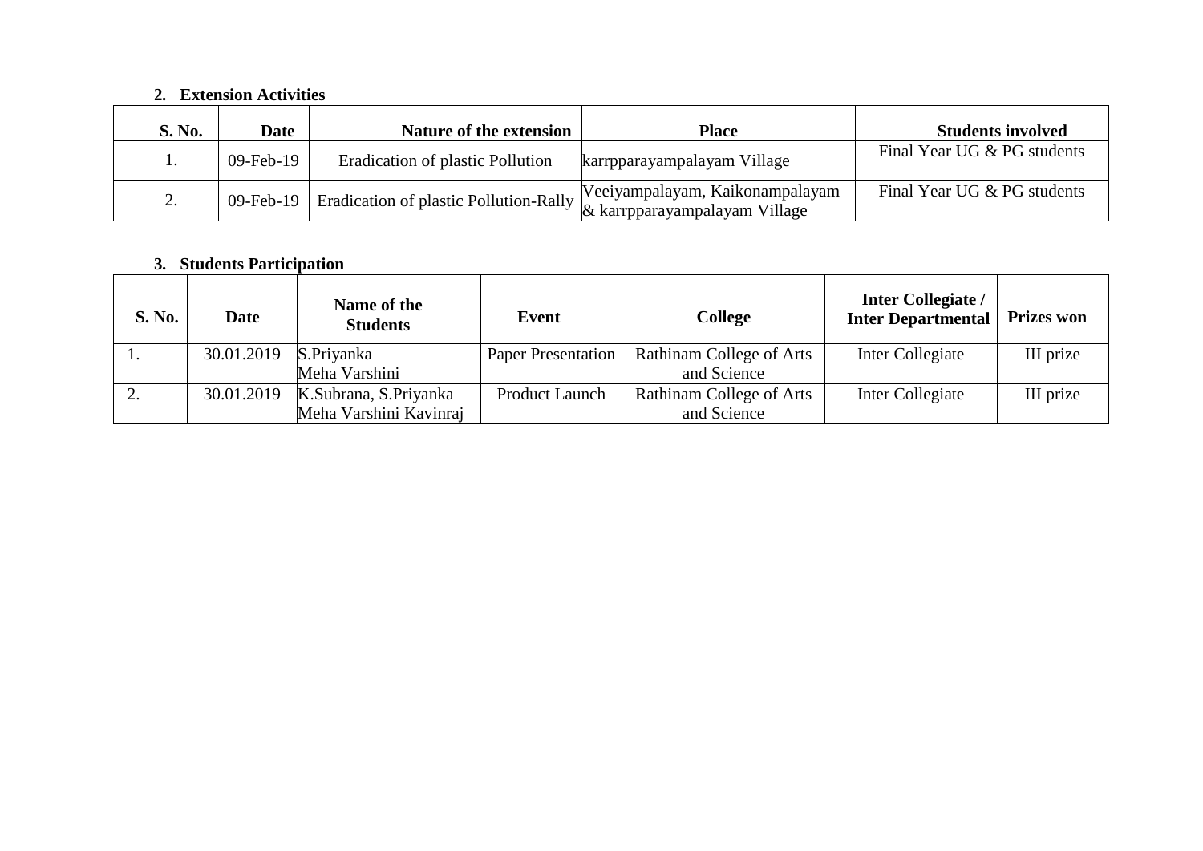### 2. Extension Activities

| S. No. | Date | Nature of the extension | Place | Students involved |
|---|---|---|---|---|
| 1. | 09-Feb-19 | Eradication of plastic Pollution | karrpparayampalayam Village | Final Year UG & PG students |
| 2. | 09-Feb-19 | Eradication of plastic Pollution-Rally | Veeiyampalayam, Kaikonampalayam & karrpparayampalayam Village | Final Year UG & PG students |

### 3. Students Participation

| S. No. | Date | Name of the Students | Event | College | Inter Collegiate / Inter Departmental | Prizes won |
|---|---|---|---|---|---|---|
| 1. | 30.01.2019 | S.Priyanka Meha Varshini | Paper Presentation | Rathinam College of Arts and Science | Inter Collegiate | III prize |
| 2. | 30.01.2019 | K.Subrana, S.Priyanka Meha Varshini Kavinraj | Product Launch | Rathinam College of Arts and Science | Inter Collegiate | III prize |